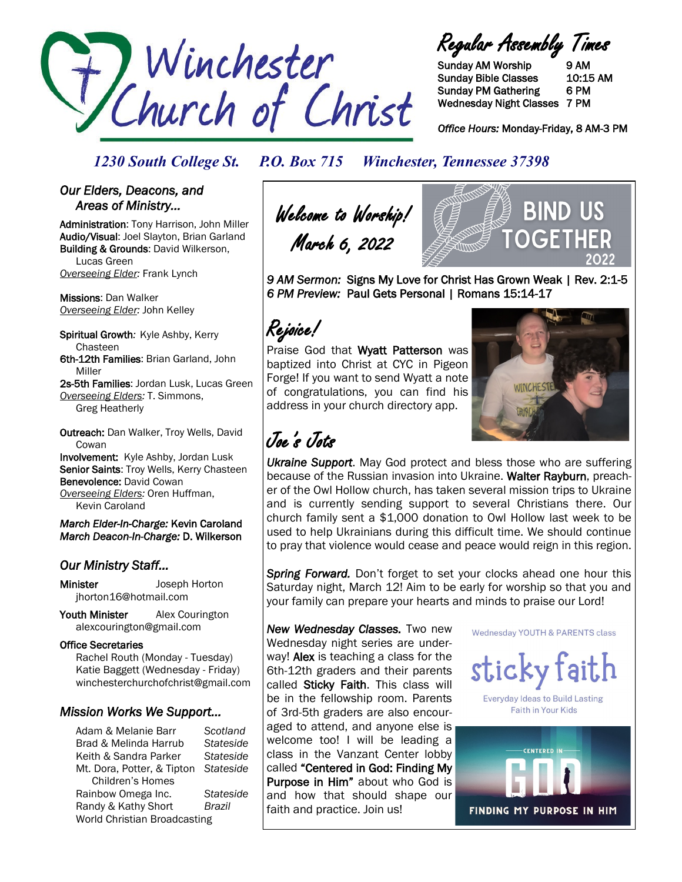# Winchester Church of Christ

## Regular Assembly Times

| | |
|---|---|
| Sunday AM Worship | 9 AM |
| Sunday Bible Classes | 10:15 AM |
| Sunday PM Gathering | 6 PM |
| Wednesday Night Classes | 7 PM |

*Office Hours:* Monday-Friday, 8 AM-3 PM

*1230 South College St. P.O. Box 715 Winchester, Tennessee 37398*

## *Our Elders, Deacons, and Areas of Ministry...*

**Administration**: Tony Harrison, John Miller
**Audio/Visual**: Joel Slayton, Brian Garland
**Building & Grounds**: David Wilkerson, Lucas Green
*Overseeing Elder:* Frank Lynch

**Missions**: Dan Walker
*Overseeing Elder:* John Kelley

**Spiritual Growth**: Kyle Ashby, Kerry Chasteen
**6th-12th Families**: Brian Garland, John Miller
**2s-5th Families**: Jordan Lusk, Lucas Green
*Overseeing Elders:* T. Simmons, Greg Heatherly

**Outreach:** Dan Walker, Troy Wells, David Cowan
**Involvement:** Kyle Ashby, Jordan Lusk
**Senior Saints**: Troy Wells, Kerry Chasteen
**Benevolence:** David Cowan
*Overseeing Elders:* Oren Huffman, Kevin Caroland

*March Elder-In-Charge:* **Kevin Caroland**
*March Deacon-In-Charge:* **D. Wilkerson**

## *Our Ministry Staff...*

**Minister** Joseph Horton
jhorton16@hotmail.com

**Youth Minister** Alex Courington
alexcourington@gmail.com

**Office Secretaries**
Rachel Routh (Monday - Tuesday)
Katie Baggett (Wednesday - Friday)
winchesterchurchofchrist@gmail.com

## *Mission Works We Support...*

| | |
|---|---|
| Adam & Melanie Barr | *Scotland* |
| Brad & Melinda Harrub | *Stateside* |
| Keith & Sandra Parker | *Stateside* |
| Mt. Dora, Potter, & Tipton Children's Homes | *Stateside* |
| Rainbow Omega Inc. | *Stateside* |
| Randy & Kathy Short | *Brazil* |
| World Christian Broadcasting | |

## Welcome to Worship! March 6, 2022

BIND US TOGETHER 2022

*9 AM Sermon:* **Signs My Love for Christ Has Grown Weak | Rev. 2:1-5**
*6 PM Preview:* **Paul Gets Personal | Romans 15:14-17**

## Rejoice!

Praise God that **Wyatt Patterson** was baptized into Christ at CYC in Pigeon Forge! If you want to send Wyatt a note of congratulations, you can find his address in your church directory app.

## Joe's Jots

***Ukraine Support***. May God protect and bless those who are suffering because of the Russian invasion into Ukraine. **Walter Rayburn**, preacher of the Owl Hollow church, has taken several mission trips to Ukraine and is currently sending support to several Christians there. Our church family sent a $1,000 donation to Owl Hollow last week to be used to help Ukrainians during this difficult time. We should continue to pray that violence would cease and peace would reign in this region.

***Spring Forward.*** Don't forget to set your clocks ahead one hour this Saturday night, March 12! Aim to be early for worship so that you and your family can prepare your hearts and minds to praise our Lord!

***New Wednesday Classes.*** Two new Wednesday night series are underway! **Alex** is teaching a class for the 6th-12th graders and their parents called **Sticky Faith**. This class will be in the fellowship room. Parents of 3rd-5th graders are also encouraged to attend, and anyone else is welcome too! I will be leading a class in the Vanzant Center lobby called **"Centered in God: Finding My Purpose in Him"** about who God is and how that should shape our faith and practice. Join us!

Wednesday YOUTH & PARENTS class
sticky faith
Everyday Ideas to Build Lasting Faith in Your Kids

CENTERED IN GOD
FINDING MY PURPOSE IN HIM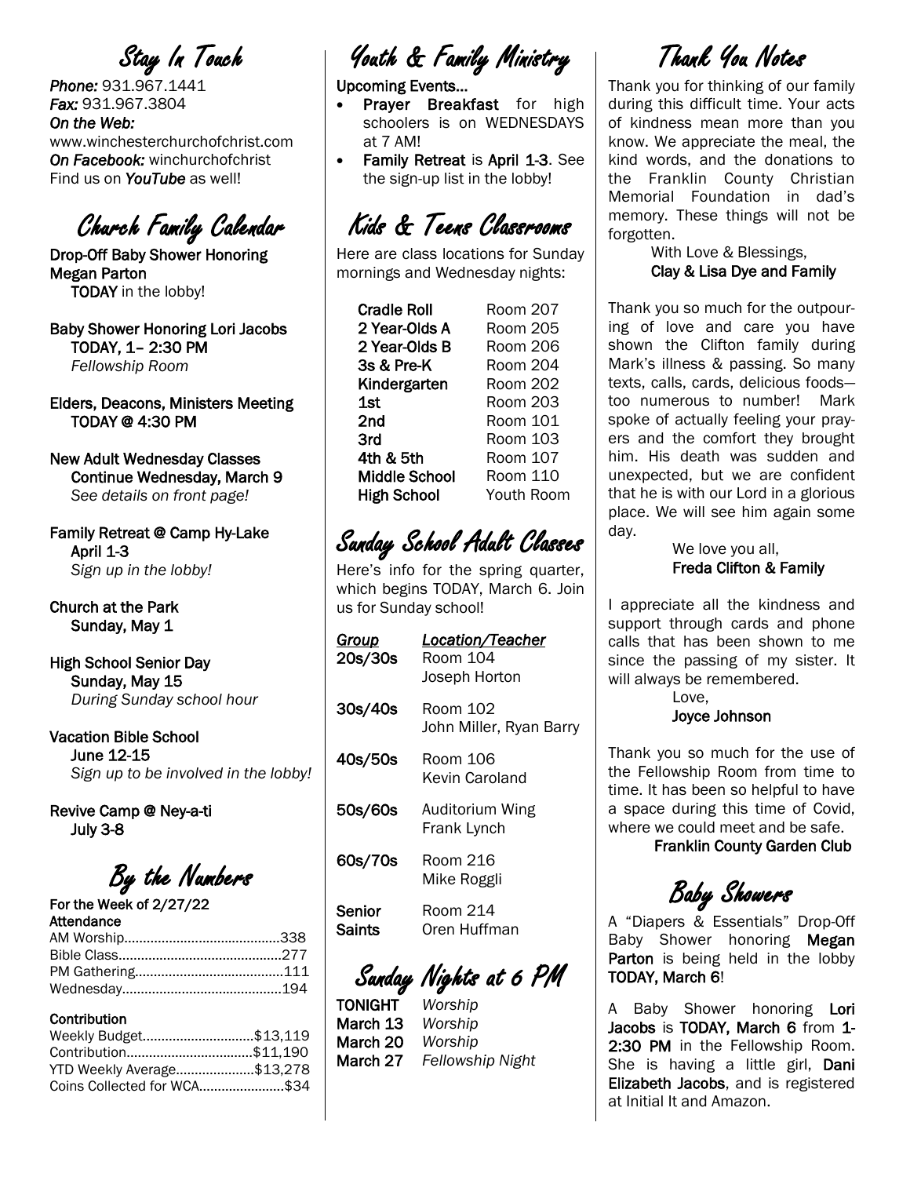## Stay In Touch

***Phone:*** 931.967.1441
***Fax:*** 931.967.3804
***On the Web:***
www.winchesterchurchofchrist.com
***On Facebook:*** winchurchofchrist
Find us on ***YouTube*** as well!

## Church Family Calendar

**Drop-Off Baby Shower Honoring Megan Parton**
**TODAY** in the lobby!

**Baby Shower Honoring Lori Jacobs**
**TODAY, 1– 2:30 PM**
*Fellowship Room*

**Elders, Deacons, Ministers Meeting**
**TODAY @ 4:30 PM**

**New Adult Wednesday Classes**
**Continue Wednesday, March 9**
*See details on front page!*

**Family Retreat @ Camp Hy-Lake**
**April 1-3**
*Sign up in the lobby!*

**Church at the Park**
**Sunday, May 1**

**High School Senior Day**
**Sunday, May 15**
*During Sunday school hour*

**Vacation Bible School**
**June 12-15**
*Sign up to be involved in the lobby!*

**Revive Camp @ Ney-a-ti**
**July 3-8**

## By the Numbers

**For the Week of 2/27/22**

**Attendance**

| | |
|---|---|
| AM Worship | 338 |
| Bible Class | 277 |
| PM Gathering | 111 |
| Wednesday | 194 |

**Contribution**

| | |
|---|---|
| Weekly Budget | $13,119 |
| Contribution | $11,190 |
| YTD Weekly Average | $13,278 |
| Coins Collected for WCA | $34 |

## Youth & Family Ministry

**Upcoming Events…**

- **Prayer Breakfast** for high schoolers is on WEDNESDAYS at 7 AM!
- **Family Retreat** is **April 1-3**. See the sign-up list in the lobby!

## Kids & Teens Classrooms

Here are class locations for Sunday mornings and Wednesday nights:

| | |
|---|---|
| **Cradle Roll** | Room 207 |
| **2 Year-Olds A** | Room 205 |
| **2 Year-Olds B** | Room 206 |
| **3s & Pre-K** | Room 204 |
| **Kindergarten** | Room 202 |
| **1st** | Room 203 |
| **2nd** | Room 101 |
| **3rd** | Room 103 |
| **4th & 5th** | Room 107 |
| **Middle School** | Room 110 |
| **High School** | Youth Room |

## Sunday School Adult Classes

Here's info for the spring quarter, which begins TODAY, March 6. Join us for Sunday school!

| ***Group*** | ***Location/Teacher*** |
|---|---|
| **20s/30s** | Room 104<br>Joseph Horton |
| **30s/40s** | Room 102<br>John Miller, Ryan Barry |
| **40s/50s** | Room 106<br>Kevin Caroland |
| **50s/60s** | Auditorium Wing<br>Frank Lynch |
| **60s/70s** | Room 216<br>Mike Roggli |
| **Senior Saints** | Room 214<br>Oren Huffman |

## Sunday Nights at 6 PM

| | |
|---|---|
| **TONIGHT** | *Worship* |
| **March 13** | *Worship* |
| **March 20** | *Worship* |
| **March 27** | *Fellowship Night* |

## Thank You Notes

Thank you for thinking of our family during this difficult time. Your acts of kindness mean more than you know. We appreciate the meal, the kind words, and the donations to the Franklin County Christian Memorial Foundation in dad's memory. These things will not be forgotten.

With Love & Blessings,
**Clay & Lisa Dye and Family**

Thank you so much for the outpouring of love and care you have shown the Clifton family during Mark's illness & passing. So many texts, calls, cards, delicious foods—too numerous to number! Mark spoke of actually feeling your prayers and the comfort they brought him. His death was sudden and unexpected, but we are confident that he is with our Lord in a glorious place. We will see him again some day.

We love you all,
**Freda Clifton & Family**

I appreciate all the kindness and support through cards and phone calls that has been shown to me since the passing of my sister. It will always be remembered.

Love,
**Joyce Johnson**

Thank you so much for the use of the Fellowship Room from time to time. It has been so helpful to have a space during this time of Covid, where we could meet and be safe.

**Franklin County Garden Club**

## Baby Showers

A "Diapers & Essentials" Drop-Off Baby Shower honoring **Megan Parton** is being held in the lobby **TODAY, March 6**!

A Baby Shower honoring **Lori Jacobs** is **TODAY, March 6** from **1-2:30 PM** in the Fellowship Room. She is having a little girl, **Dani Elizabeth Jacobs**, and is registered at Initial It and Amazon.